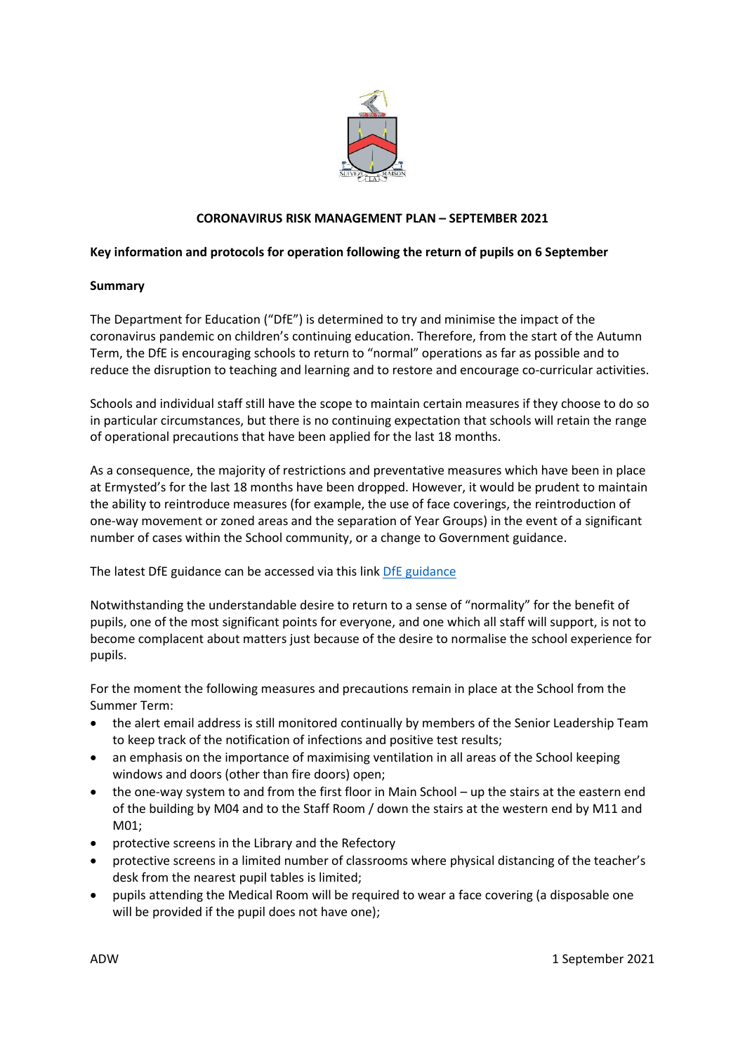# CORONAVIRUS RISK MANAGEMENT PLAN – SEPTEMBER 2021

**Key information and protocols for operation following the return of pupils on 6 September**

**Summary**

The Department for Education ("DfE") is determined to try and minimise the impact of the coronavirus pandemic on children's continuing education. Therefore, from the start of the Autumn Term, the DfE is encouraging schools to return to "normal" operations as far as possible and to reduce the disruption to teaching and learning and to restore and encourage co-curricular activities.

Schools and individual staff still have the scope to maintain certain measures if they choose to do so in particular circumstances, but there is no continuing expectation that schools will retain the range of operational precautions that have been applied for the last 18 months.

As a consequence, the majority of restrictions and preventative measures which have been in place at Ermysted's for the last 18 months have been dropped. However, it would be prudent to maintain the ability to reintroduce measures (for example, the use of face coverings, the reintroduction of one-way movement or zoned areas and the separation of Year Groups) in the event of a significant number of cases within the School community, or a change to Government guidance.

The latest DfE guidance can be accessed via this link [DfE guidance]

Notwithstanding the understandable desire to return to a sense of "normality" for the benefit of pupils, one of the most significant points for everyone, and one which all staff will support, is not to become complacent about matters just because of the desire to normalise the school experience for pupils.

For the moment the following measures and precautions remain in place at the School from the Summer Term:

- the alert email address is still monitored continually by members of the Senior Leadership Team to keep track of the notification of infections and positive test results;
- an emphasis on the importance of maximising ventilation in all areas of the School keeping windows and doors (other than fire doors) open;
- the one-way system to and from the first floor in Main School – up the stairs at the eastern end of the building by M04 and to the Staff Room / down the stairs at the western end by M11 and M01;
- protective screens in the Library and the Refectory
- protective screens in a limited number of classrooms where physical distancing of the teacher's desk from the nearest pupil tables is limited;
- pupils attending the Medical Room will be required to wear a face covering (a disposable one will be provided if the pupil does not have one);

ADW 1 September 2021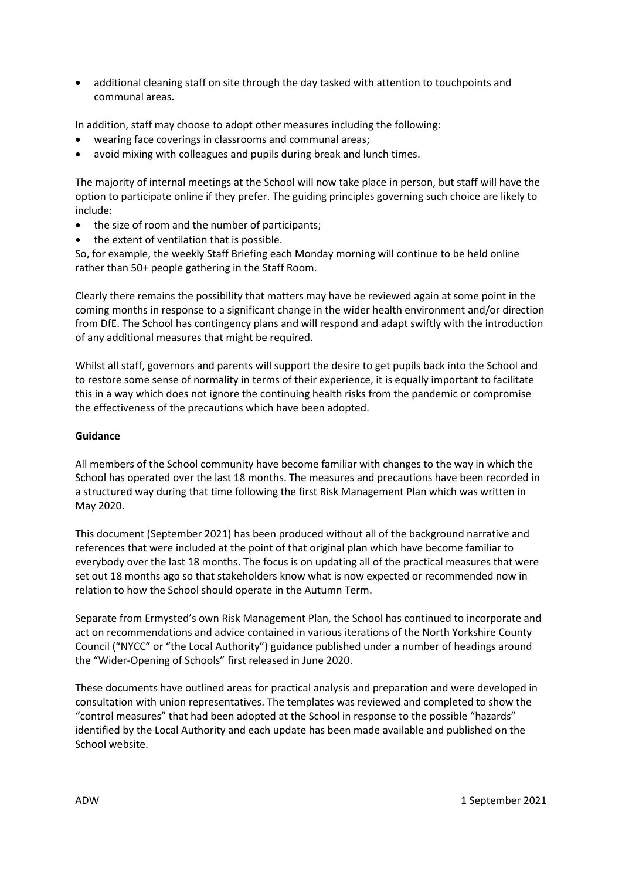- additional cleaning staff on site through the day tasked with attention to touchpoints and communal areas.

In addition, staff may choose to adopt other measures including the following:

- wearing face coverings in classrooms and communal areas;
- avoid mixing with colleagues and pupils during break and lunch times.

The majority of internal meetings at the School will now take place in person, but staff will have the option to participate online if they prefer. The guiding principles governing such choice are likely to include:

- the size of room and the number of participants;
- the extent of ventilation that is possible.

So, for example, the weekly Staff Briefing each Monday morning will continue to be held online rather than 50+ people gathering in the Staff Room.

Clearly there remains the possibility that matters may have be reviewed again at some point in the coming months in response to a significant change in the wider health environment and/or direction from DfE. The School has contingency plans and will respond and adapt swiftly with the introduction of any additional measures that might be required.

Whilst all staff, governors and parents will support the desire to get pupils back into the School and to restore some sense of normality in terms of their experience, it is equally important to facilitate this in a way which does not ignore the continuing health risks from the pandemic or compromise the effectiveness of the precautions which have been adopted.

**Guidance**

All members of the School community have become familiar with changes to the way in which the School has operated over the last 18 months. The measures and precautions have been recorded in a structured way during that time following the first Risk Management Plan which was written in May 2020.

This document (September 2021) has been produced without all of the background narrative and references that were included at the point of that original plan which have become familiar to everybody over the last 18 months. The focus is on updating all of the practical measures that were set out 18 months ago so that stakeholders know what is now expected or recommended now in relation to how the School should operate in the Autumn Term.

Separate from Ermysted's own Risk Management Plan, the School has continued to incorporate and act on recommendations and advice contained in various iterations of the North Yorkshire County Council ("NYCC" or "the Local Authority") guidance published under a number of headings around the "Wider-Opening of Schools" first released in June 2020.

These documents have outlined areas for practical analysis and preparation and were developed in consultation with union representatives. The templates was reviewed and completed to show the "control measures" that had been adopted at the School in response to the possible "hazards" identified by the Local Authority and each update has been made available and published on the School website.

ADW 1 September 2021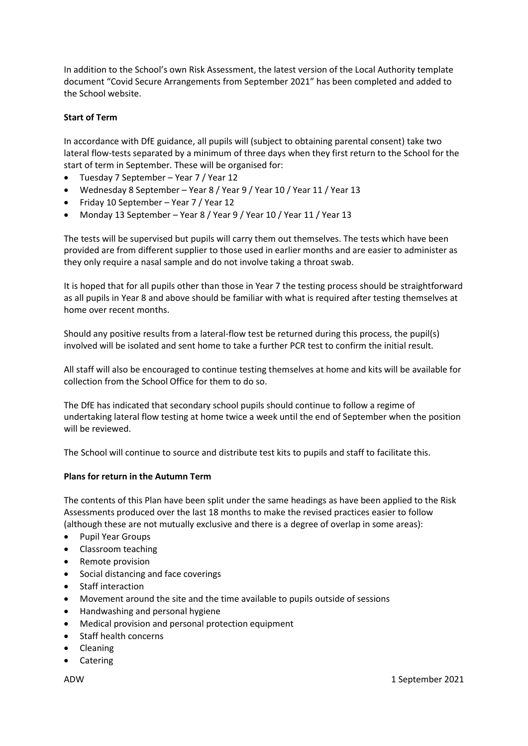In addition to the School's own Risk Assessment, the latest version of the Local Authority template document "Covid Secure Arrangements from September 2021" has been completed and added to the School website.

**Start of Term**

In accordance with DfE guidance, all pupils will (subject to obtaining parental consent) take two lateral flow-tests separated by a minimum of three days when they first return to the School for the start of term in September. These will be organised for:

- Tuesday 7 September – Year 7 / Year 12
- Wednesday 8 September – Year 8 / Year 9 / Year 10 / Year 11 / Year 13
- Friday 10 September – Year 7 / Year 12
- Monday 13 September – Year 8 / Year 9 / Year 10 / Year 11 / Year 13

The tests will be supervised but pupils will carry them out themselves. The tests which have been provided are from different supplier to those used in earlier months and are easier to administer as they only require a nasal sample and do not involve taking a throat swab.

It is hoped that for all pupils other than those in Year 7 the testing process should be straightforward as all pupils in Year 8 and above should be familiar with what is required after testing themselves at home over recent months.

Should any positive results from a lateral-flow test be returned during this process, the pupil(s) involved will be isolated and sent home to take a further PCR test to confirm the initial result.

All staff will also be encouraged to continue testing themselves at home and kits will be available for collection from the School Office for them to do so.

The DfE has indicated that secondary school pupils should continue to follow a regime of undertaking lateral flow testing at home twice a week until the end of September when the position will be reviewed.

The School will continue to source and distribute test kits to pupils and staff to facilitate this.

**Plans for return in the Autumn Term**

The contents of this Plan have been split under the same headings as have been applied to the Risk Assessments produced over the last 18 months to make the revised practices easier to follow (although these are not mutually exclusive and there is a degree of overlap in some areas):

- Pupil Year Groups
- Classroom teaching
- Remote provision
- Social distancing and face coverings
- Staff interaction
- Movement around the site and the time available to pupils outside of sessions
- Handwashing and personal hygiene
- Medical provision and personal protection equipment
- Staff health concerns
- Cleaning
- Catering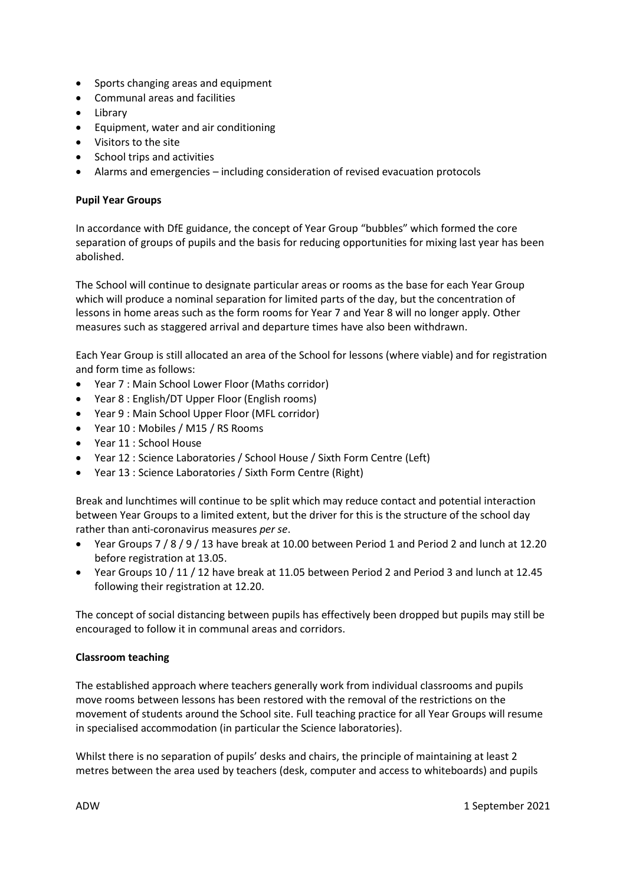- Sports changing areas and equipment
- Communal areas and facilities
- Library
- Equipment, water and air conditioning
- Visitors to the site
- School trips and activities
- Alarms and emergencies – including consideration of revised evacuation protocols

**Pupil Year Groups**

In accordance with DfE guidance, the concept of Year Group "bubbles" which formed the core separation of groups of pupils and the basis for reducing opportunities for mixing last year has been abolished.

The School will continue to designate particular areas or rooms as the base for each Year Group which will produce a nominal separation for limited parts of the day, but the concentration of lessons in home areas such as the form rooms for Year 7 and Year 8 will no longer apply. Other measures such as staggered arrival and departure times have also been withdrawn.

Each Year Group is still allocated an area of the School for lessons (where viable) and for registration and form time as follows:

- Year 7 : Main School Lower Floor (Maths corridor)
- Year 8 : English/DT Upper Floor (English rooms)
- Year 9 : Main School Upper Floor (MFL corridor)
- Year 10 : Mobiles / M15 / RS Rooms
- Year 11 : School House
- Year 12 : Science Laboratories / School House / Sixth Form Centre (Left)
- Year 13 : Science Laboratories / Sixth Form Centre (Right)

Break and lunchtimes will continue to be split which may reduce contact and potential interaction between Year Groups to a limited extent, but the driver for this is the structure of the school day rather than anti-coronavirus measures *per se*.

- Year Groups 7 / 8 / 9 / 13 have break at 10.00 between Period 1 and Period 2 and lunch at 12.20 before registration at 13.05.
- Year Groups 10 / 11 / 12 have break at 11.05 between Period 2 and Period 3 and lunch at 12.45 following their registration at 12.20.

The concept of social distancing between pupils has effectively been dropped but pupils may still be encouraged to follow it in communal areas and corridors.

**Classroom teaching**

The established approach where teachers generally work from individual classrooms and pupils move rooms between lessons has been restored with the removal of the restrictions on the movement of students around the School site. Full teaching practice for all Year Groups will resume in specialised accommodation (in particular the Science laboratories).

Whilst there is no separation of pupils' desks and chairs, the principle of maintaining at least 2 metres between the area used by teachers (desk, computer and access to whiteboards) and pupils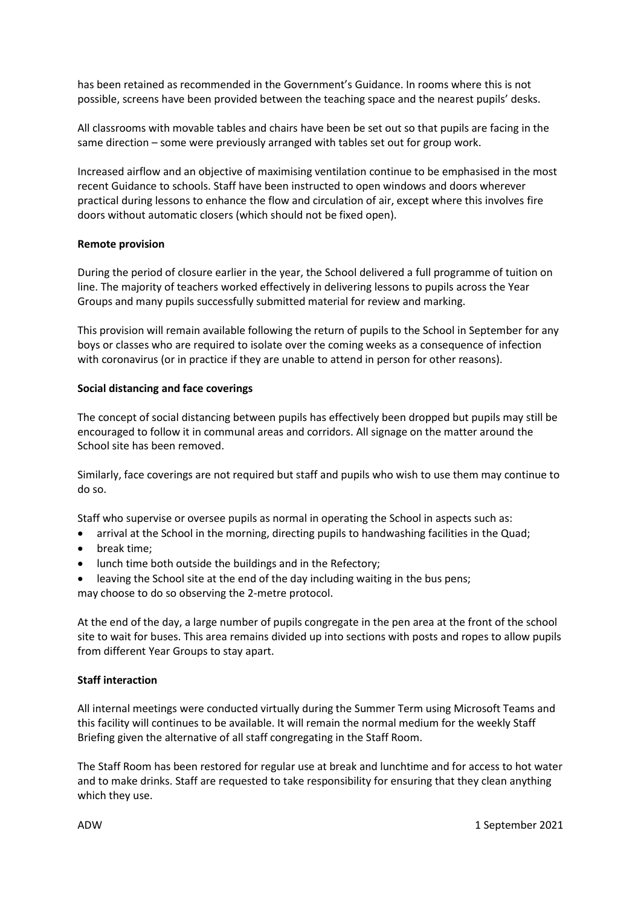has been retained as recommended in the Government's Guidance. In rooms where this is not possible, screens have been provided between the teaching space and the nearest pupils' desks.

All classrooms with movable tables and chairs have been be set out so that pupils are facing in the same direction – some were previously arranged with tables set out for group work.

Increased airflow and an objective of maximising ventilation continue to be emphasised in the most recent Guidance to schools. Staff have been instructed to open windows and doors wherever practical during lessons to enhance the flow and circulation of air, except where this involves fire doors without automatic closers (which should not be fixed open).

**Remote provision**

During the period of closure earlier in the year, the School delivered a full programme of tuition on line. The majority of teachers worked effectively in delivering lessons to pupils across the Year Groups and many pupils successfully submitted material for review and marking.

This provision will remain available following the return of pupils to the School in September for any boys or classes who are required to isolate over the coming weeks as a consequence of infection with coronavirus (or in practice if they are unable to attend in person for other reasons).

**Social distancing and face coverings**

The concept of social distancing between pupils has effectively been dropped but pupils may still be encouraged to follow it in communal areas and corridors. All signage on the matter around the School site has been removed.

Similarly, face coverings are not required but staff and pupils who wish to use them may continue to do so.

Staff who supervise or oversee pupils as normal in operating the School in aspects such as:

- arrival at the School in the morning, directing pupils to handwashing facilities in the Quad;
- break time;
- lunch time both outside the buildings and in the Refectory;
- leaving the School site at the end of the day including waiting in the bus pens;

may choose to do so observing the 2-metre protocol.

At the end of the day, a large number of pupils congregate in the pen area at the front of the school site to wait for buses. This area remains divided up into sections with posts and ropes to allow pupils from different Year Groups to stay apart.

**Staff interaction**

All internal meetings were conducted virtually during the Summer Term using Microsoft Teams and this facility will continues to be available. It will remain the normal medium for the weekly Staff Briefing given the alternative of all staff congregating in the Staff Room.

The Staff Room has been restored for regular use at break and lunchtime and for access to hot water and to make drinks. Staff are requested to take responsibility for ensuring that they clean anything which they use.

ADW 1 September 2021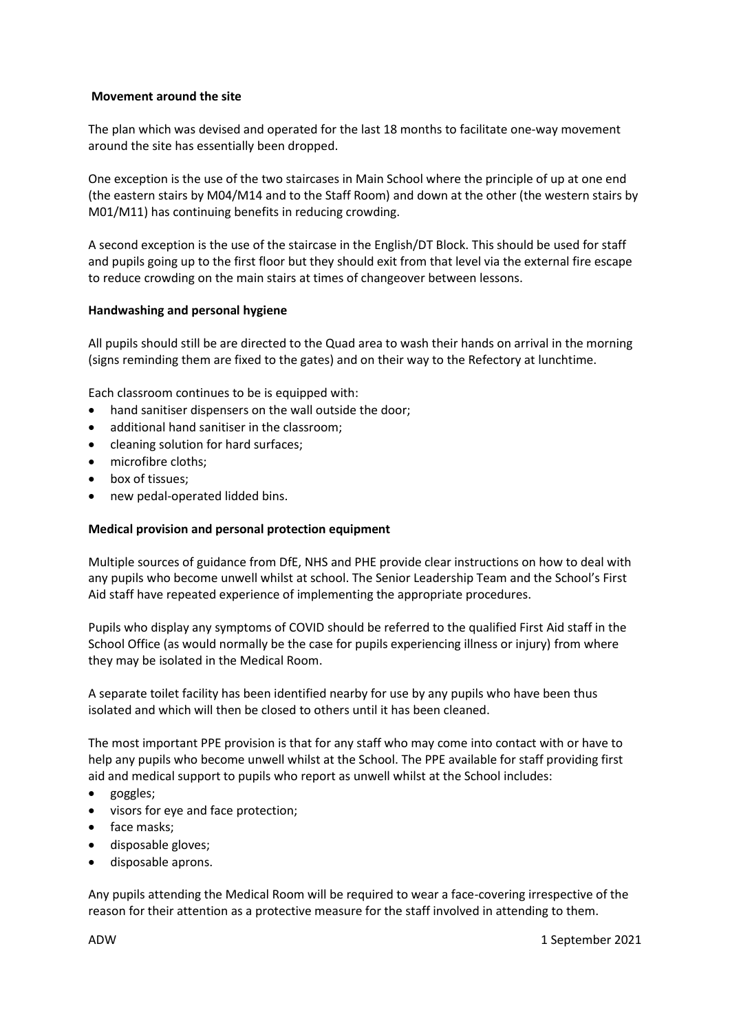**Movement around the site**

The plan which was devised and operated for the last 18 months to facilitate one-way movement around the site has essentially been dropped.

One exception is the use of the two staircases in Main School where the principle of up at one end (the eastern stairs by M04/M14 and to the Staff Room) and down at the other (the western stairs by M01/M11) has continuing benefits in reducing crowding.

A second exception is the use of the staircase in the English/DT Block. This should be used for staff and pupils going up to the first floor but they should exit from that level via the external fire escape to reduce crowding on the main stairs at times of changeover between lessons.

**Handwashing and personal hygiene**

All pupils should still be are directed to the Quad area to wash their hands on arrival in the morning (signs reminding them are fixed to the gates) and on their way to the Refectory at lunchtime.

Each classroom continues to be is equipped with:

- hand sanitiser dispensers on the wall outside the door;
- additional hand sanitiser in the classroom;
- cleaning solution for hard surfaces;
- microfibre cloths;
- box of tissues;
- new pedal-operated lidded bins.

**Medical provision and personal protection equipment**

Multiple sources of guidance from DfE, NHS and PHE provide clear instructions on how to deal with any pupils who become unwell whilst at school. The Senior Leadership Team and the School's First Aid staff have repeated experience of implementing the appropriate procedures.

Pupils who display any symptoms of COVID should be referred to the qualified First Aid staff in the School Office (as would normally be the case for pupils experiencing illness or injury) from where they may be isolated in the Medical Room.

A separate toilet facility has been identified nearby for use by any pupils who have been thus isolated and which will then be closed to others until it has been cleaned.

The most important PPE provision is that for any staff who may come into contact with or have to help any pupils who become unwell whilst at the School. The PPE available for staff providing first aid and medical support to pupils who report as unwell whilst at the School includes:

- goggles;
- visors for eye and face protection;
- face masks;
- disposable gloves;
- disposable aprons.

Any pupils attending the Medical Room will be required to wear a face-covering irrespective of the reason for their attention as a protective measure for the staff involved in attending to them.

ADW 1 September 2021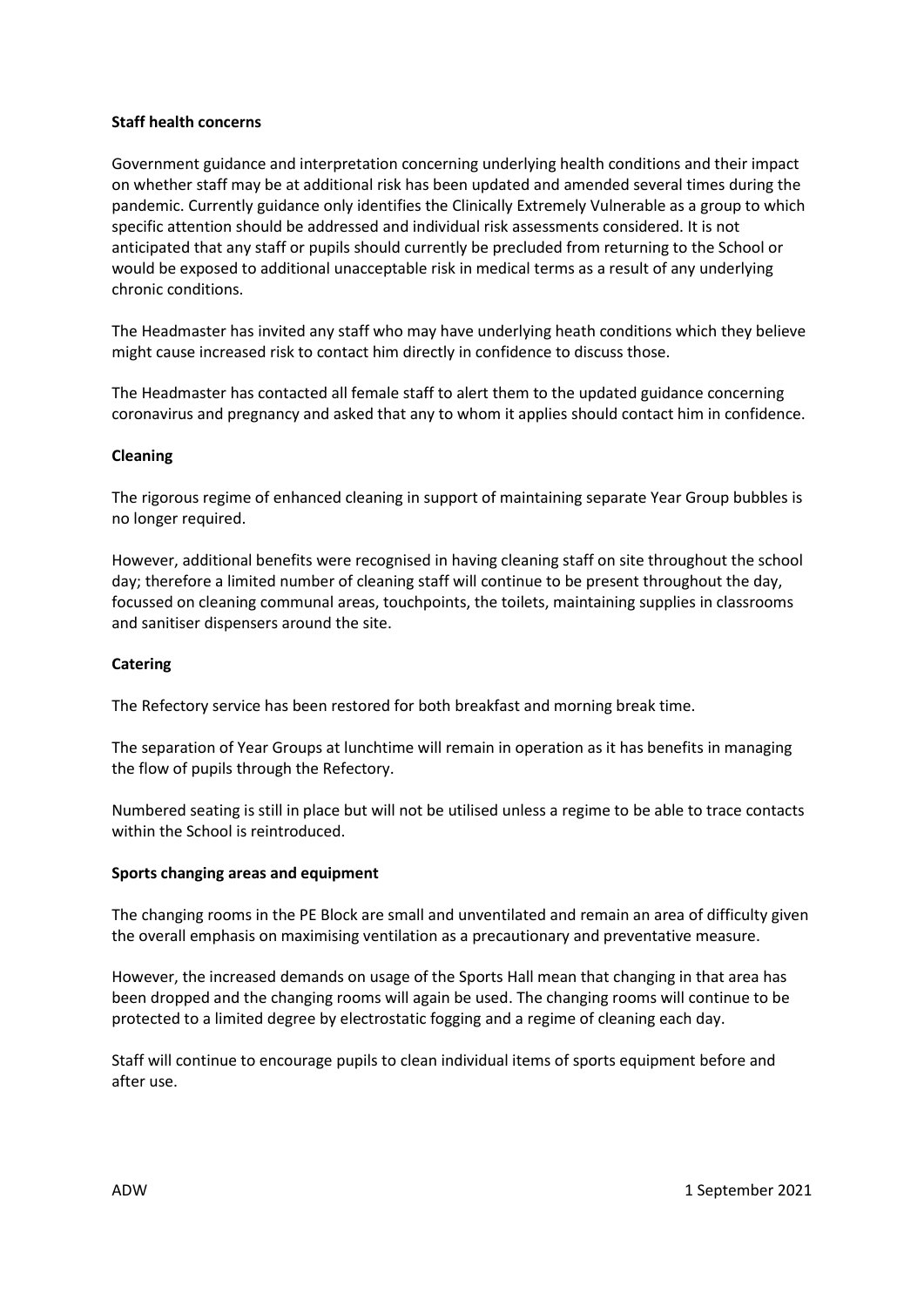**Staff health concerns**

Government guidance and interpretation concerning underlying health conditions and their impact on whether staff may be at additional risk has been updated and amended several times during the pandemic. Currently guidance only identifies the Clinically Extremely Vulnerable as a group to which specific attention should be addressed and individual risk assessments considered. It is not anticipated that any staff or pupils should currently be precluded from returning to the School or would be exposed to additional unacceptable risk in medical terms as a result of any underlying chronic conditions.

The Headmaster has invited any staff who may have underlying heath conditions which they believe might cause increased risk to contact him directly in confidence to discuss those.

The Headmaster has contacted all female staff to alert them to the updated guidance concerning coronavirus and pregnancy and asked that any to whom it applies should contact him in confidence.

**Cleaning**

The rigorous regime of enhanced cleaning in support of maintaining separate Year Group bubbles is no longer required.

However, additional benefits were recognised in having cleaning staff on site throughout the school day; therefore a limited number of cleaning staff will continue to be present throughout the day, focussed on cleaning communal areas, touchpoints, the toilets, maintaining supplies in classrooms and sanitiser dispensers around the site.

**Catering**

The Refectory service has been restored for both breakfast and morning break time.

The separation of Year Groups at lunchtime will remain in operation as it has benefits in managing the flow of pupils through the Refectory.

Numbered seating is still in place but will not be utilised unless a regime to be able to trace contacts within the School is reintroduced.

**Sports changing areas and equipment**

The changing rooms in the PE Block are small and unventilated and remain an area of difficulty given the overall emphasis on maximising ventilation as a precautionary and preventative measure.

However, the increased demands on usage of the Sports Hall mean that changing in that area has been dropped and the changing rooms will again be used. The changing rooms will continue to be protected to a limited degree by electrostatic fogging and a regime of cleaning each day.

Staff will continue to encourage pupils to clean individual items of sports equipment before and after use.

ADW 1 September 2021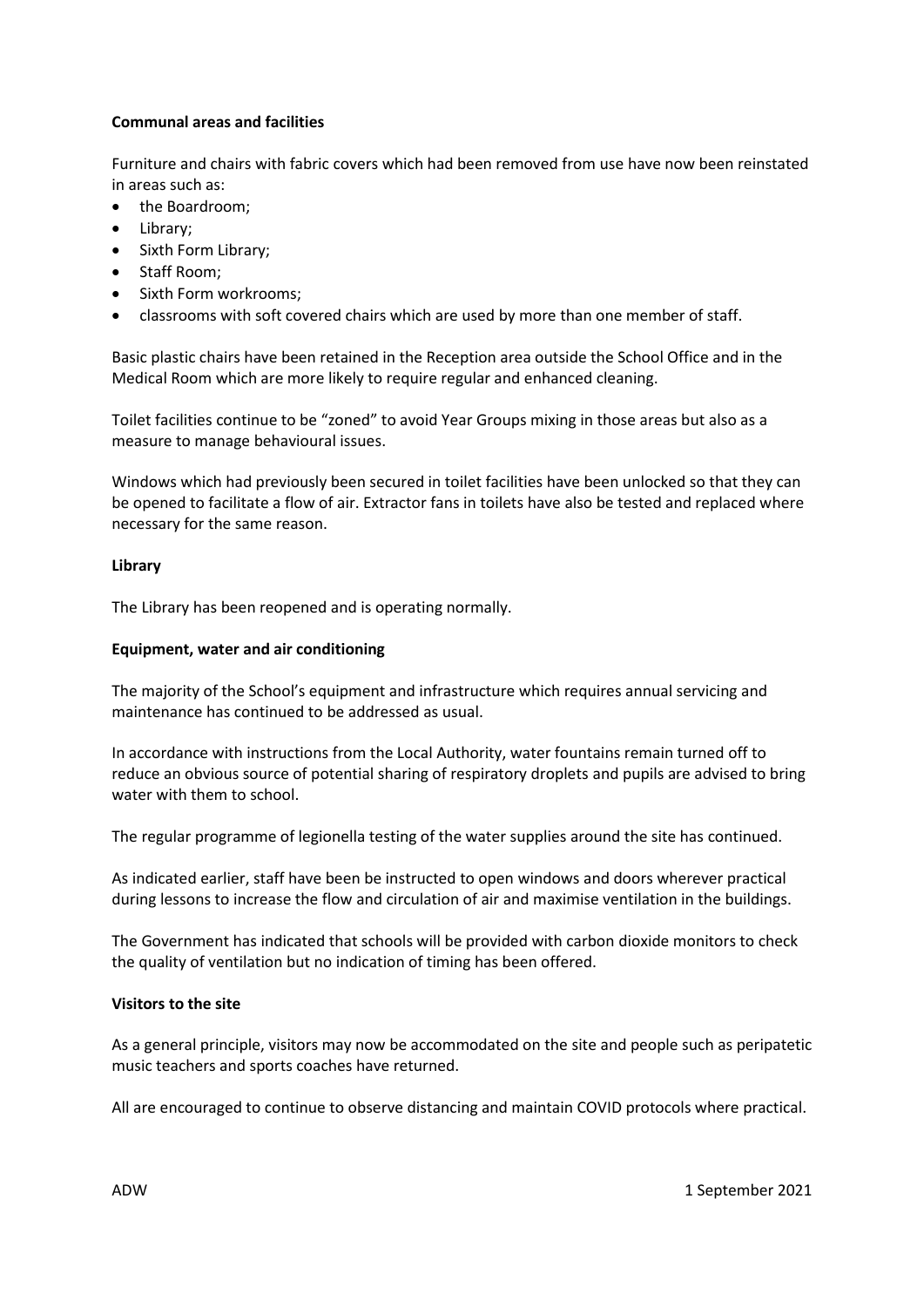**Communal areas and facilities**

Furniture and chairs with fabric covers which had been removed from use have now been reinstated in areas such as:

- the Boardroom;
- Library;
- Sixth Form Library;
- Staff Room;
- Sixth Form workrooms;
- classrooms with soft covered chairs which are used by more than one member of staff.

Basic plastic chairs have been retained in the Reception area outside the School Office and in the Medical Room which are more likely to require regular and enhanced cleaning.

Toilet facilities continue to be "zoned" to avoid Year Groups mixing in those areas but also as a measure to manage behavioural issues.

Windows which had previously been secured in toilet facilities have been unlocked so that they can be opened to facilitate a flow of air. Extractor fans in toilets have also be tested and replaced where necessary for the same reason.

**Library**

The Library has been reopened and is operating normally.

**Equipment, water and air conditioning**

The majority of the School's equipment and infrastructure which requires annual servicing and maintenance has continued to be addressed as usual.

In accordance with instructions from the Local Authority, water fountains remain turned off to reduce an obvious source of potential sharing of respiratory droplets and pupils are advised to bring water with them to school.

The regular programme of legionella testing of the water supplies around the site has continued.

As indicated earlier, staff have been be instructed to open windows and doors wherever practical during lessons to increase the flow and circulation of air and maximise ventilation in the buildings.

The Government has indicated that schools will be provided with carbon dioxide monitors to check the quality of ventilation but no indication of timing has been offered.

**Visitors to the site**

As a general principle, visitors may now be accommodated on the site and people such as peripatetic music teachers and sports coaches have returned.

All are encouraged to continue to observe distancing and maintain COVID protocols where practical.

ADW 1 September 2021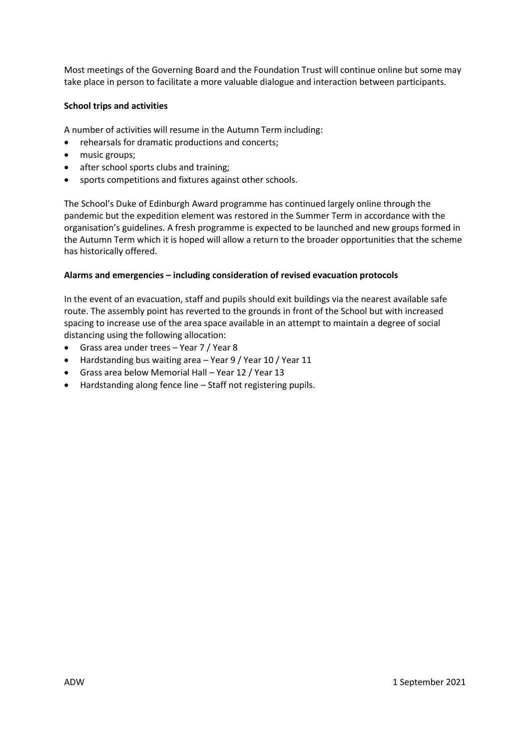Most meetings of the Governing Board and the Foundation Trust will continue online but some may take place in person to facilitate a more valuable dialogue and interaction between participants.

**School trips and activities**

A number of activities will resume in the Autumn Term including:

- rehearsals for dramatic productions and concerts;
- music groups;
- after school sports clubs and training;
- sports competitions and fixtures against other schools.

The School's Duke of Edinburgh Award programme has continued largely online through the pandemic but the expedition element was restored in the Summer Term in accordance with the organisation's guidelines. A fresh programme is expected to be launched and new groups formed in the Autumn Term which it is hoped will allow a return to the broader opportunities that the scheme has historically offered.

**Alarms and emergencies – including consideration of revised evacuation protocols**

In the event of an evacuation, staff and pupils should exit buildings via the nearest available safe route. The assembly point has reverted to the grounds in front of the School but with increased spacing to increase use of the area space available in an attempt to maintain a degree of social distancing using the following allocation:

- Grass area under trees – Year 7 / Year 8
- Hardstanding bus waiting area – Year 9 / Year 10 / Year 11
- Grass area below Memorial Hall – Year 12 / Year 13
- Hardstanding along fence line – Staff not registering pupils.

ADW

1 September 2021